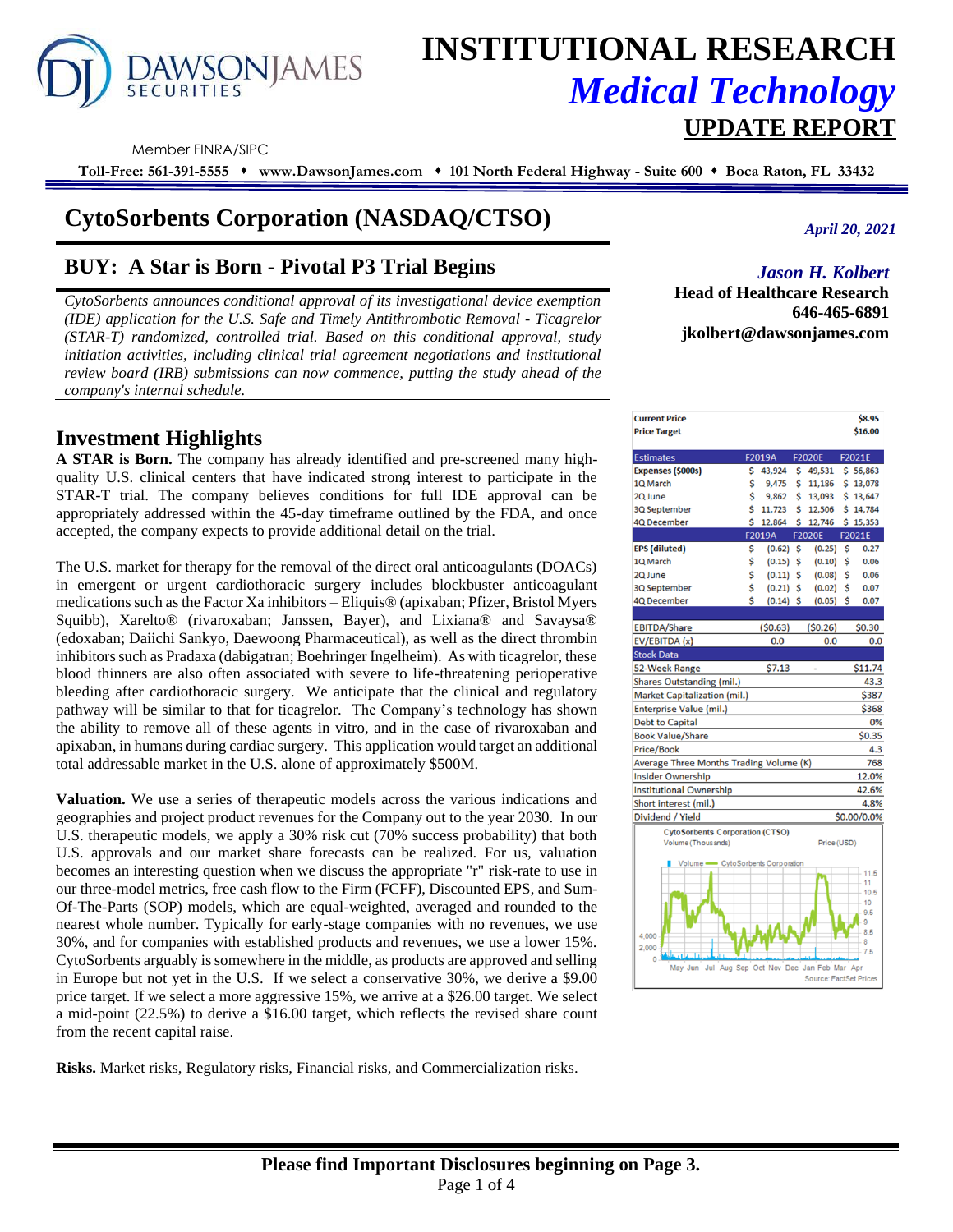# INSTITUTIONAL RESEARCH

## *Medical Technology*

## UPDATE REPORT

Member FINRA/SIPC

**Toll-Free: 561-391-5555 ♦ www.DawsonJames.com ♦ 101 North Federal Highway - Suite 600 ♦ Boca Raton, FL 33432**

# CytoSorbents Corporation (NASDAQ/CTSO)

*April 20, 2021*

## BUY: A Star is Born - Pivotal P3 Trial Begins

***Jason H. Kolbert***
**Head of Healthcare Research**
**646-465-6891**
**jkolbert@dawsonjames.com**

*CytoSorbents announces conditional approval of its investigational device exemption (IDE) application for the U.S. Safe and Timely Antithrombotic Removal - Ticagrelor (STAR-T) randomized, controlled trial. Based on this conditional approval, study initiation activities, including clinical trial agreement negotiations and institutional review board (IRB) submissions can now commence, putting the study ahead of the company's internal schedule.*

## Investment Highlights

**A STAR is Born.** The company has already identified and pre-screened many high-quality U.S. clinical centers that have indicated strong interest to participate in the STAR-T trial. The company believes conditions for full IDE approval can be appropriately addressed within the 45-day timeframe outlined by the FDA, and once accepted, the company expects to provide additional detail on the trial.

The U.S. market for therapy for the removal of the direct oral anticoagulants (DOACs) in emergent or urgent cardiothoracic surgery includes blockbuster anticoagulant medications such as the Factor Xa inhibitors – Eliquis® (apixaban; Pfizer, Bristol Myers Squibb), Xarelto® (rivaroxaban; Janssen, Bayer), and Lixiana® and Savaysa® (edoxaban; Daiichi Sankyo, Daewoong Pharmaceutical), as well as the direct thrombin inhibitors such as Pradaxa (dabigatran; Boehringer Ingelheim). As with ticagrelor, these blood thinners are also often associated with severe to life-threatening perioperative bleeding after cardiothoracic surgery. We anticipate that the clinical and regulatory pathway will be similar to that for ticagrelor. The Company's technology has shown the ability to remove all of these agents in vitro, and in the case of rivaroxaban and apixaban, in humans during cardiac surgery. This application would target an additional total addressable market in the U.S. alone of approximately $500M.

**Valuation.** We use a series of therapeutic models across the various indications and geographies and project product revenues for the Company out to the year 2030. In our U.S. therapeutic models, we apply a 30% risk cut (70% success probability) that both U.S. approvals and our market share forecasts can be realized. For us, valuation becomes an interesting question when we discuss the appropriate "r" risk-rate to use in our three-model metrics, free cash flow to the Firm (FCFF), Discounted EPS, and Sum-Of-The-Parts (SOP) models, which are equal-weighted, averaged and rounded to the nearest whole number. Typically for early-stage companies with no revenues, we use 30%, and for companies with established products and revenues, we use a lower 15%. CytoSorbents arguably is somewhere in the middle, as products are approved and selling in Europe but not yet in the U.S. If we select a conservative 30%, we derive a $9.00 price target. If we select a more aggressive 15%, we arrive at a $26.00 target. We select a mid-point (22.5%) to derive a $16.00 target, which reflects the revised share count from the recent capital raise.

**Risks.** Market risks, Regulatory risks, Financial risks, and Commercialization risks.

| | | | |
|---|---|---|---|
| **Current Price** | | | **$8.95** |
| **Price Target** | | | **$16.00** |
| **Estimates** | **F2019A** | **F2020E** | **F2021E** |
| **Expenses ($000s)** | $ 43,924 | $ 49,531 | $ 56,863 |
| 1Q March | $ 9,475 | $ 11,186 | $ 13,078 |
| 2Q June | $ 9,862 | $ 13,093 | $ 13,647 |
| 3Q September | $ 11,723 | $ 12,506 | $ 14,784 |
| 4Q December | $ 12,864 | $ 12,746 | $ 15,353 |
| | **F2019A** | **F2020E** | **F2021E** |
| **EPS (diluted)** | $ (0.62) | $ (0.25) | $ 0.27 |
| 1Q March | $ (0.15) | $ (0.10) | $ 0.06 |
| 2Q June | $ (0.11) | $ (0.08) | $ 0.06 |
| 3Q September | $ (0.21) | $ (0.02) | $ 0.07 |
| 4Q December | $ (0.14) | $ (0.05) | $ 0.07 |
| EBITDA/Share | ($0.63) | ($0.26) | $0.30 |
| EV/EBITDA (x) | 0.0 | 0.0 | 0.0 |
| **Stock Data** | | | |
| 52-Week Range | $7.13 | - | $11.74 |
| Shares Outstanding (mil.) | | | 43.3 |
| Market Capitalization (mil.) | | | $387 |
| Enterprise Value (mil.) | | | $368 |
| Debt to Capital | | | 0% |
| Book Value/Share | | | $0.35 |
| Price/Book | | | 4.3 |
| Average Three Months Trading Volume (K) | | | 768 |
| Insider Ownership | | | 12.0% |
| Institutional Ownership | | | 42.6% |
| Short interest (mil.) | | | 4.8% |
| Dividend / Yield | | | $0.00/0.0% |

CytoSorbents Corporation (CTSO)
Volume (Thousands) — Price (USD)
Source: FactSet Prices

**Please find Important Disclosures beginning on Page 3.**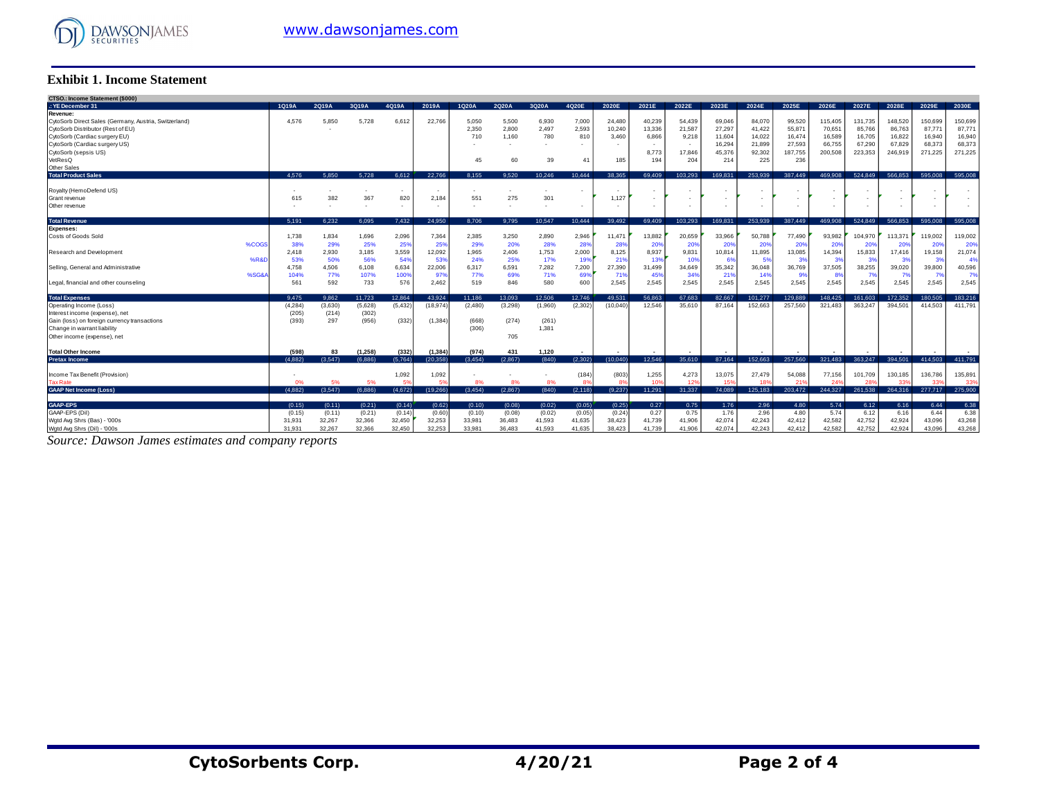## Exhibit 1. Income Statement

| CTSO.: Income Statement ($000) | | | | | | | | | | | | | | | | | | | | | | | |
|---|---|---|---|---|---|---|---|---|---|---|---|---|---|---|---|---|---|---|---|---|---|---|---|
| .: YE December 31 | | 1Q19A | 2Q19A | 3Q19A | 4Q19A | 2019A | 1Q20A | 2Q20A | 3Q20A | 4Q20E | 2020E | 2021E | 2022E | 2023E | 2024E | 2025E | 2026E | 2027E | 2028E | 2029E | 2030E |
| **Revenue:** | | | | | | | | | | | | | | | | | | | | | |
| CytoSorb Direct Sales (Germany, Austria, Switzerland) | | 4,576 | 5,850 | 5,728 | 6,612 | 22,766 | 5,050 | 5,500 | 6,930 | 7,000 | 24,480 | 40,239 | 54,439 | 69,046 | 84,070 | 99,520 | 115,405 | 131,735 | 148,520 | 150,699 | 150,699 |
| CytoSorb Distributor (Rest of EU) | | | - | | | | 2,350 | 2,800 | 2,497 | 2,593 | 10,240 | 13,336 | 21,587 | 27,297 | 41,422 | 55,871 | 70,651 | 85,766 | 86,763 | 87,771 | 87,771 |
| CytoSorb (Cardiac surgery EU) | | | | | | | 710 | 1,160 | 780 | 810 | 3,460 | 6,866 | 9,218 | 11,604 | 14,022 | 16,474 | 16,589 | 16,705 | 16,822 | 16,940 | 16,940 |
| CytoSorb (Cardiac surgery US) | | | | | | | - | - | - | - | - | - | - | 16,294 | 21,899 | 27,593 | 66,755 | 67,290 | 67,829 | 68,373 | 68,373 |
| CytoSorb (sepsis US) | | | | | | | | | | | | 8,773 | 17,846 | 45,376 | 92,302 | 187,755 | 200,508 | 223,353 | 246,919 | 271,225 | 271,225 |
| VetResQ | | | | | | | 45 | 60 | 39 | 41 | 185 | 194 | 204 | 214 | 225 | 236 | | | | | |
| Other Sales | | | | | | | | | | | | | | | | | | | | | |
| **Total Product Sales** | | 4,576 | 5,850 | 5,728 | 6,612 | 22,766 | 8,155 | 9,520 | 10,246 | 10,444 | 38,365 | 69,409 | 103,293 | 169,831 | 253,939 | 387,449 | 469,908 | 524,849 | 566,853 | 595,008 | 595,008 |
| Royalty (HemoDefend US) | | - | - | - | - | - | - | - | - | - | - | - | - | - | - | - | - | - | - | - | - |
| Grant revenue | | 615 | 382 | 367 | 820 | 2,184 | 551 | 275 | 301 | | 1,127 | - | - | - | - | - | - | - | - | - | - |
| Other revenue | | - | - | - | - | - | - | - | - | - | - | - | - | - | - | - | - | - | - | - | - |
| **Total Revenue** | | 5,191 | 6,232 | 6,095 | 7,432 | 24,950 | 8,706 | 9,795 | 10,547 | 10,444 | 39,492 | 69,409 | 103,293 | 169,831 | 253,939 | 387,449 | 469,908 | 524,849 | 566,853 | 595,008 | 595,008 |
| **Expenses:** | | | | | | | | | | | | | | | | | | | | | |
| Costs of Goods Sold | | 1,738 | 1,834 | 1,696 | 2,096 | 7,364 | 2,385 | 3,250 | 2,890 | 2,946 | 11,471 | 13,882 | 20,659 | 33,966 | 50,788 | 77,490 | 93,982 | 104,970 | 113,371 | 119,002 | 119,002 |
| | %COGS | 38% | 29% | 25% | 25% | 25% | 29% | 20% | 28% | 28% | 28% | 20% | 20% | 20% | 20% | 20% | 20% | 20% | 20% | 20% | 20% |
| Research and Development | | 2,418 | 2,930 | 3,185 | 3,559 | 12,092 | 1,965 | 2,406 | 1,753 | 2,000 | 8,125 | 8,937 | 9,831 | 10,814 | 11,895 | 13,085 | 14,394 | 15,833 | 17,416 | 19,158 | 21,074 |
| | %R&D | 53% | 50% | 56% | 54% | 53% | 24% | 25% | 17% | 19% | 21% | 13% | 10% | 6% | 5% | 3% | 3% | 3% | 3% | 3% | 4% |
| Selling, General and Administrative | | 4,758 | 4,506 | 6,108 | 6,634 | 22,006 | 6,317 | 6,591 | 7,282 | 7,200 | 27,390 | 31,499 | 34,649 | 35,342 | 36,048 | 36,769 | 37,505 | 38,255 | 39,020 | 39,800 | 40,596 |
| | %SG&A | 104% | 77% | 107% | 100% | 97% | 77% | 69% | 71% | 69% | 71% | 45% | 34% | 21% | 14% | 9% | 8% | 7% | 7% | 7% | 7% |
| Legal, financial and other counseling | | 561 | 592 | 733 | 576 | 2,462 | 519 | 846 | 580 | 600 | 2,545 | 2,545 | 2,545 | 2,545 | 2,545 | 2,545 | 2,545 | 2,545 | 2,545 | 2,545 | 2,545 |
| **Total Expenses** | | 9,475 | 9,862 | 11,723 | 12,864 | 43,924 | 11,186 | 13,093 | 12,506 | 12,746 | 49,531 | 56,863 | 67,683 | 82,667 | 101,277 | 129,889 | 148,425 | 161,603 | 172,352 | 180,505 | 183,216 |
| Operating Income (Loss) | | (4,284) | (3,630) | (5,628) | (5,432) | (18,974) | (2,480) | (3,298) | (1,960) | (2,302) | (10,040) | 12,546 | 35,610 | 87,164 | 152,663 | 257,560 | 321,483 | 363,247 | 394,501 | 414,503 | 411,791 |
| Interest income (expense), net | | (205) | (214) | (302) | | | | | | | | | | | | | | | | | |
| Gain (loss) on foreign currency transactions | | (393) | 297 | (956) | (332) | (1,384) | (668) | (274) | (261) | | | | | | | | | | | | |
| Change in warrant liability | | | | | | | (306) | | 1,381 | | | | | | | | | | | | |
| Other income (expense), net | | | | | | | | 705 | | | | | | | | | | | | | |
| **Total Other Income** | | **(598)** | **83** | **(1,258)** | **(332)** | **(1,384)** | **(974)** | **431** | **1,120** | **-** | **-** | **-** | **-** | **-** | **-** | **-** | **-** | **-** | **-** | **-** | **-** |
| **Pretax Income** | | (4,882) | (3,547) | (6,886) | (5,764) | (20,358) | (3,454) | (2,867) | (840) | (2,302) | (10,040) | 12,546 | 35,610 | 87,164 | 152,663 | 257,560 | 321,483 | 363,247 | 394,501 | 414,503 | 411,791 |
| Income Tax Benefit (Provision) | | - | | | 1,092 | 1,092 | - | - | - | (184) | (803) | 1,255 | 4,273 | 13,075 | 27,479 | 54,088 | 77,156 | 101,709 | 130,185 | 136,786 | 135,891 |
| Tax Rate | | 0% | 5% | 5% | 5% | 5% | 8% | 8% | 8% | 8% | 8% | 10% | 12% | 15% | 18% | 21% | 24% | 28% | 33% | 33% | 33% |
| **GAAP Net Income (Loss)** | | (4,882) | (3,547) | (6,886) | (4,672) | (19,266) | (3,454) | (2,867) | (840) | (2,118) | (9,237) | 11,291 | 31,337 | 74,089 | 125,183 | 203,472 | 244,327 | 261,538 | 264,316 | 277,717 | 275,900 |
| **GAAP-EPS** | | (0.15) | (0.11) | (0.21) | (0.14) | (0.62) | (0.10) | (0.08) | (0.02) | (0.05) | (0.25) | 0.27 | 0.75 | 1.76 | 2.96 | 4.80 | 5.74 | 6.12 | 6.16 | 6.44 | 6.38 |
| GAAP-EPS (Dil) | | (0.15) | (0.11) | (0.21) | (0.14) | (0.60) | (0.10) | (0.08) | (0.02) | (0.05) | (0.24) | 0.27 | 0.75 | 1.76 | 2.96 | 4.80 | 5.74 | 6.12 | 6.16 | 6.44 | 6.38 |
| Wgtd Avg Shrs (Bas) - '000s | | 31,931 | 32,267 | 32,366 | 32,450 | 32,253 | 33,981 | 36,483 | 41,593 | 41,635 | 38,423 | 41,739 | 41,906 | 42,074 | 42,243 | 42,412 | 42,582 | 42,752 | 42,924 | 43,096 | 43,268 |
| Wgtd Avg Shrs (Dil) - '000s | | 31,931 | 32,267 | 32,366 | 32,450 | 32,253 | 33,981 | 36,483 | 41,593 | 41,635 | 38,423 | 41,739 | 41,906 | 42,074 | 42,243 | 42,412 | 42,582 | 42,752 | 42,924 | 43,096 | 43,268 |

*Source: Dawson James estimates and company reports*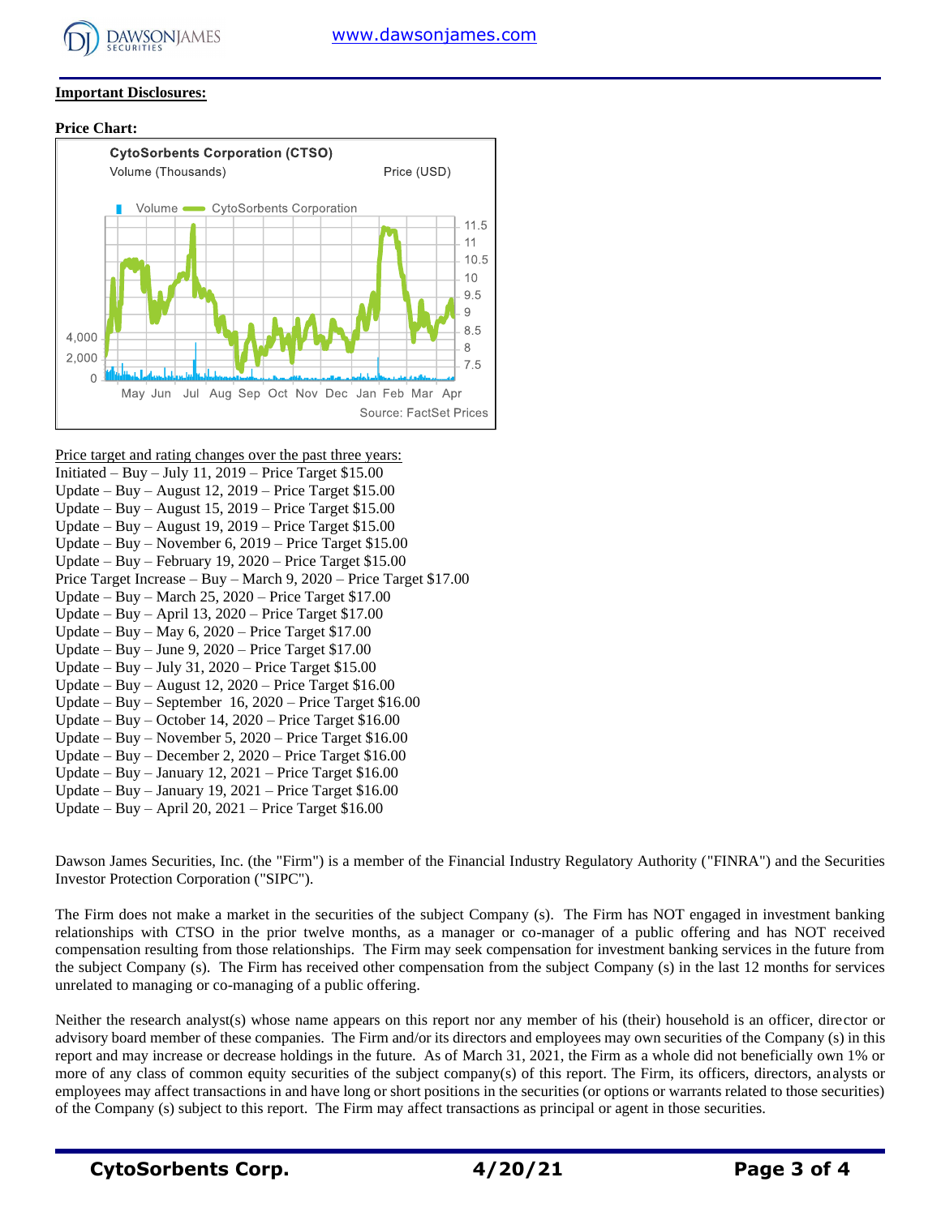**Important Disclosures:**

**Price Chart:**

CytoSorbents Corporation (CTSO)

Volume (Thousands) Price (USD)

Volume — CytoSorbents Corporation

Source: FactSet Prices

Price target and rating changes over the past three years:

Initiated – Buy – July 11, 2019 – Price Target $15.00
Update – Buy – August 12, 2019 – Price Target $15.00
Update – Buy – August 15, 2019 – Price Target $15.00
Update – Buy – August 19, 2019 – Price Target $15.00
Update – Buy – November 6, 2019 – Price Target $15.00
Update – Buy – February 19, 2020 – Price Target $15.00
Price Target Increase – Buy – March 9, 2020 – Price Target $17.00
Update – Buy – March 25, 2020 – Price Target $17.00
Update – Buy – April 13, 2020 – Price Target $17.00
Update – Buy – May 6, 2020 – Price Target $17.00
Update – Buy – June 9, 2020 – Price Target $17.00
Update – Buy – July 31, 2020 – Price Target $15.00
Update – Buy – August 12, 2020 – Price Target $16.00
Update – Buy – September 16, 2020 – Price Target $16.00
Update – Buy – October 14, 2020 – Price Target $16.00
Update – Buy – November 5, 2020 – Price Target $16.00
Update – Buy – December 2, 2020 – Price Target $16.00
Update – Buy – January 12, 2021 – Price Target $16.00
Update – Buy – January 19, 2021 – Price Target $16.00
Update – Buy – April 20, 2021 – Price Target $16.00

Dawson James Securities, Inc. (the "Firm") is a member of the Financial Industry Regulatory Authority ("FINRA") and the Securities Investor Protection Corporation ("SIPC").

The Firm does not make a market in the securities of the subject Company (s). The Firm has NOT engaged in investment banking relationships with CTSO in the prior twelve months, as a manager or co-manager of a public offering and has NOT received compensation resulting from those relationships. The Firm may seek compensation for investment banking services in the future from the subject Company (s). The Firm has received other compensation from the subject Company (s) in the last 12 months for services unrelated to managing or co-managing of a public offering.

Neither the research analyst(s) whose name appears on this report nor any member of his (their) household is an officer, director or advisory board member of these companies. The Firm and/or its directors and employees may own securities of the Company (s) in this report and may increase or decrease holdings in the future. As of March 31, 2021, the Firm as a whole did not beneficially own 1% or more of any class of common equity securities of the subject company(s) of this report. The Firm, its officers, directors, analysts or employees may affect transactions in and have long or short positions in the securities (or options or warrants related to those securities) of the Company (s) subject to this report. The Firm may affect transactions as principal or agent in those securities.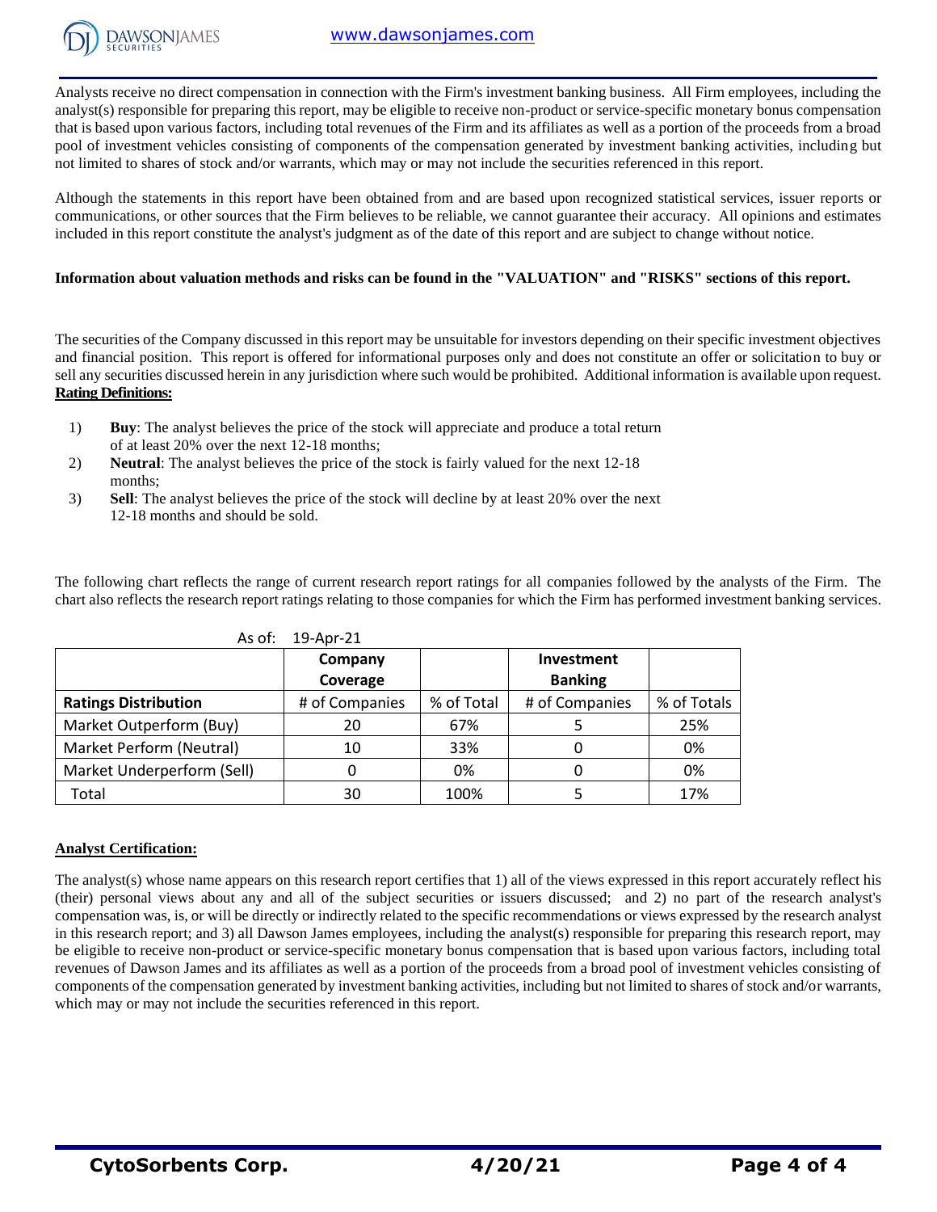Analysts receive no direct compensation in connection with the Firm's investment banking business. All Firm employees, including the analyst(s) responsible for preparing this report, may be eligible to receive non-product or service-specific monetary bonus compensation that is based upon various factors, including total revenues of the Firm and its affiliates as well as a portion of the proceeds from a broad pool of investment vehicles consisting of components of the compensation generated by investment banking activities, including but not limited to shares of stock and/or warrants, which may or may not include the securities referenced in this report.

Although the statements in this report have been obtained from and are based upon recognized statistical services, issuer reports or communications, or other sources that the Firm believes to be reliable, we cannot guarantee their accuracy. All opinions and estimates included in this report constitute the analyst's judgment as of the date of this report and are subject to change without notice.

**Information about valuation methods and risks can be found in the "VALUATION" and "RISKS" sections of this report.**

The securities of the Company discussed in this report may be unsuitable for investors depending on their specific investment objectives and financial position. This report is offered for informational purposes only and does not constitute an offer or solicitation to buy or sell any securities discussed herein in any jurisdiction where such would be prohibited. Additional information is available upon request.

**Rating Definitions:**

1) **Buy**: The analyst believes the price of the stock will appreciate and produce a total return of at least 20% over the next 12-18 months;
2) **Neutral**: The analyst believes the price of the stock is fairly valued for the next 12-18 months;
3) **Sell**: The analyst believes the price of the stock will decline by at least 20% over the next 12-18 months and should be sold.

The following chart reflects the range of current research report ratings for all companies followed by the analysts of the Firm. The chart also reflects the research report ratings relating to those companies for which the Firm has performed investment banking services.

As of: 19-Apr-21

| | Company Coverage | | Investment Banking | |
|---|---|---|---|---|
| **Ratings Distribution** | # of Companies | % of Total | # of Companies | % of Totals |
| Market Outperform (Buy) | 20 | 67% | 5 | 25% |
| Market Perform (Neutral) | 10 | 33% | 0 | 0% |
| Market Underperform (Sell) | 0 | 0% | 0 | 0% |
| Total | 30 | 100% | 5 | 17% |

**Analyst Certification:**

The analyst(s) whose name appears on this research report certifies that 1) all of the views expressed in this report accurately reflect his (their) personal views about any and all of the subject securities or issuers discussed; and 2) no part of the research analyst's compensation was, is, or will be directly or indirectly related to the specific recommendations or views expressed by the research analyst in this research report; and 3) all Dawson James employees, including the analyst(s) responsible for preparing this research report, may be eligible to receive non-product or service-specific monetary bonus compensation that is based upon various factors, including total revenues of Dawson James and its affiliates as well as a portion of the proceeds from a broad pool of investment vehicles consisting of components of the compensation generated by investment banking activities, including but not limited to shares of stock and/or warrants, which may or may not include the securities referenced in this report.